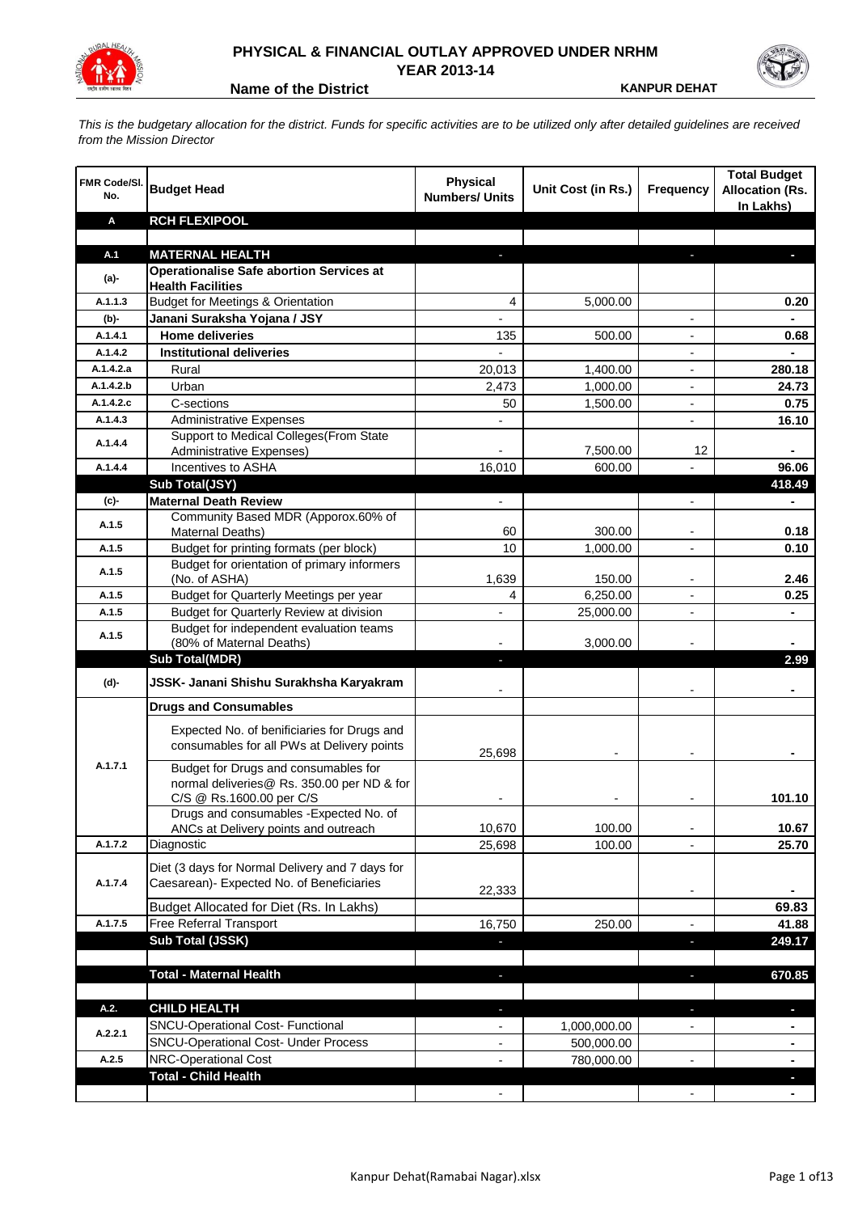# PHYSICAL & FINANCIAL OUTLAY APPROVED UNDER NRHM

## YEAR 2013-14

**Name of the District** **KANPUR DEHAT**

*This is the budgetary allocation for the district. Funds for specific activities are to be utilized only after detailed guidelines are received from the Mission Director*

| FMR Code/Sl. No. | Budget Head | Physical Numbers/ Units | Unit Cost (in Rs.) | Frequency | Total Budget Allocation (Rs. In Lakhs) |
|---|---|---|---|---|---|
| **A** | **RCH FLEXIPOOL** | | | | |
| | | | | | |
| **A.1** | **MATERNAL HEALTH** | - | | - | - |
| **(a)-** | **Operationalise Safe abortion Services at Health Facilities** | | | | |
| A.1.1.3 | Budget for Meetings & Orientation | 4 | 5,000.00 | | 0.20 |
| **(b)-** | **Janani Suraksha Yojana / JSY** | - | | - | - |
| A.1.4.1 | **Home deliveries** | 135 | 500.00 | - | 0.68 |
| A.1.4.2 | **Institutional deliveries** | - | | - | - |
| A.1.4.2.a | Rural | 20,013 | 1,400.00 | - | 280.18 |
| A.1.4.2.b | Urban | 2,473 | 1,000.00 | - | 24.73 |
| A.1.4.2.c | C-sections | 50 | 1,500.00 | - | 0.75 |
| A.1.4.3 | Administrative Expenses | - | | - | 16.10 |
| A.1.4.4 | Support to Medical Colleges(From State Administrative Expenses) | - | 7,500.00 | 12 | - |
| A.1.4.4 | Incentives to ASHA | 16,010 | 600.00 | - | 96.06 |
| | **Sub Total(JSY)** | | | | **418.49** |
| **(c)-** | **Maternal Death Review** | - | | - | - |
| A.1.5 | Community Based MDR (Apporox.60% of Maternal Deaths) | 60 | 300.00 | - | 0.18 |
| A.1.5 | Budget for printing formats (per block) | 10 | 1,000.00 | - | 0.10 |
| A.1.5 | Budget for orientation of primary informers (No. of ASHA) | 1,639 | 150.00 | - | 2.46 |
| A.1.5 | Budget for Quarterly Meetings per year | 4 | 6,250.00 | - | 0.25 |
| A.1.5 | Budget for Quarterly Review at division | - | 25,000.00 | - | - |
| A.1.5 | Budget for independent evaluation teams (80% of Maternal Deaths) | - | 3,000.00 | - | - |
| | **Sub Total(MDR)** | - | | | **2.99** |
| **(d)-** | **JSSK- Janani Shishu Surakhsha Karyakram** | - | | - | - |
| | **Drugs and Consumables** | | | | |
| A.1.7.1 | Expected No. of benificiaries for Drugs and consumables for all PWs at Delivery points | 25,698 | - | - | - |
| | Budget for Drugs and consumables for normal deliveries@ Rs. 350.00 per ND & for C/S @ Rs.1600.00 per C/S | - | - | - | 101.10 |
| | Drugs and consumables -Expected No. of ANCs at Delivery points and outreach | 10,670 | 100.00 | - | 10.67 |
| A.1.7.2 | Diagnostic | 25,698 | 100.00 | - | 25.70 |
| A.1.7.4 | Diet (3 days for Normal Delivery and 7 days for Caesarean)- Expected No. of Beneficiaries | 22,333 | | - | - |
| | Budget Allocated for Diet (Rs. In Lakhs) | | | | 69.83 |
| A.1.7.5 | Free Referral Transport | 16,750 | 250.00 | - | 41.88 |
| | **Sub Total (JSSK)** | - | | - | **249.17** |
| | | | | | |
| | **Total - Maternal Health** | - | | - | **670.85** |
| | | | | | |
| **A.2.** | **CHILD HEALTH** | - | | - | - |
| A.2.2.1 | SNCU-Operational Cost- Functional | - | 1,000,000.00 | - | - |
| | SNCU-Operational Cost- Under Process | - | 500,000.00 | | - |
| A.2.5 | NRC-Operational Cost | - | 780,000.00 | - | - |
| | **Total - Child Health** | | | | - |
| | | - | | - | - |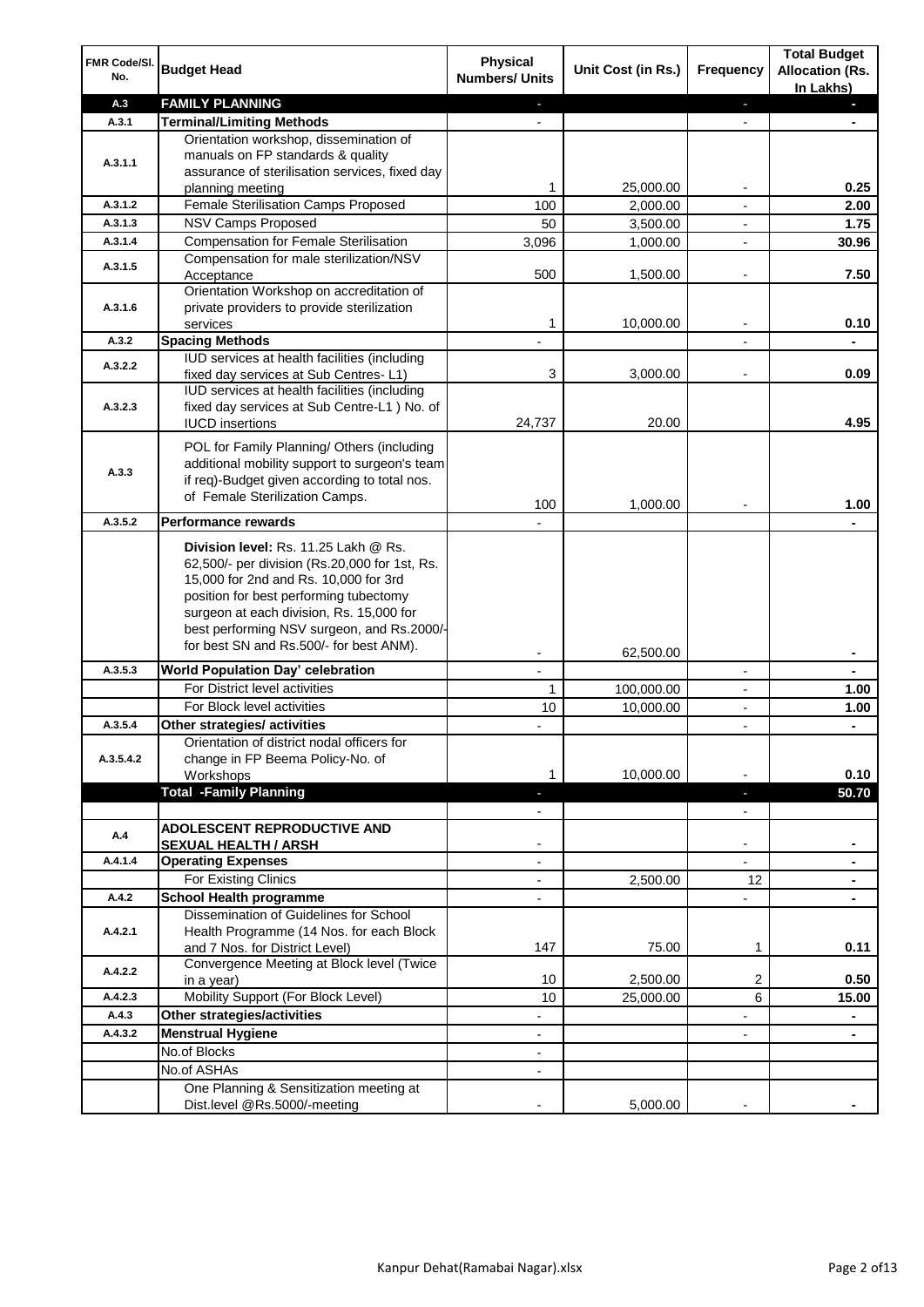| FMR Code/Sl. No. | Budget Head | Physical Numbers/ Units | Unit Cost (in Rs.) | Frequency | Total Budget Allocation (Rs. In Lakhs) |
|---|---|---|---|---|---|
| **A.3** | **FAMILY PLANNING** | - | | - | - |
| **A.3.1** | **Terminal/Limiting Methods** | - | | - | - |
| A.3.1.1 | Orientation workshop, dissemination of manuals on FP standards & quality assurance of sterilisation services, fixed day planning meeting | 1 | 25,000.00 | - | **0.25** |
| A.3.1.2 | Female Sterilisation Camps Proposed | 100 | 2,000.00 | - | **2.00** |
| A.3.1.3 | NSV Camps Proposed | 50 | 3,500.00 | - | **1.75** |
| A.3.1.4 | Compensation for Female Sterilisation | 3,096 | 1,000.00 | - | **30.96** |
| A.3.1.5 | Compensation for male sterilization/NSV Acceptance | 500 | 1,500.00 | - | **7.50** |
| A.3.1.6 | Orientation Workshop on accreditation of private providers to provide sterilization services | 1 | 10,000.00 | - | **0.10** |
| **A.3.2** | **Spacing Methods** | - | | - | - |
| A.3.2.2 | IUD services at health facilities (including fixed day services at Sub Centres- L1) | 3 | 3,000.00 | - | **0.09** |
| A.3.2.3 | IUD services at health facilities (including fixed day services at Sub Centre-L1 ) No. of IUCD insertions | 24,737 | 20.00 | | **4.95** |
| A.3.3 | POL for Family Planning/ Others (including additional mobility support to surgeon's team if req)-Budget given according to total nos. of Female Sterilization Camps. | 100 | 1,000.00 | - | **1.00** |
| **A.3.5.2** | **Performance rewards** | - | | | - |
| | **Division level:** Rs. 11.25 Lakh @ Rs. 62,500/- per division (Rs.20,000 for 1st, Rs. 15,000 for 2nd and Rs. 10,000 for 3rd position for best performing tubectomy surgeon at each division, Rs. 15,000 for best performing NSV surgeon, and Rs.2000/- for best SN and Rs.500/- for best ANM). | - | 62,500.00 | | - |
| **A.3.5.3** | **World Population Day' celebration** | - | | - | - |
| | For District level activities | 1 | 100,000.00 | - | **1.00** |
| | For Block level activities | 10 | 10,000.00 | - | **1.00** |
| **A.3.5.4** | **Other strategies/ activities** | - | | - | - |
| A.3.5.4.2 | Orientation of district nodal officers for change in FP Beema Policy-No. of Workshops | 1 | 10,000.00 | - | **0.10** |
| | **Total -Family Planning** | - | | - | **50.70** |
| | | - | | - | |
| **A.4** | **ADOLESCENT REPRODUCTIVE AND SEXUAL HEALTH / ARSH** | - | | - | - |
| **A.4.1.4** | **Operating Expenses** | - | | - | - |
| | For Existing Clinics | - | 2,500.00 | 12 | - |
| **A.4.2** | **School Health programme** | - | | - | - |
| A.4.2.1 | Dissemination of Guidelines for School Health Programme (14 Nos. for each Block and 7 Nos. for District Level) | 147 | 75.00 | 1 | **0.11** |
| A.4.2.2 | Convergence Meeting at Block level (Twice in a year) | 10 | 2,500.00 | 2 | **0.50** |
| A.4.2.3 | Mobility Support (For Block Level) | 10 | 25,000.00 | 6 | **15.00** |
| **A.4.3** | **Other strategies/activities** | - | | - | - |
| **A.4.3.2** | **Menstrual Hygiene** | - | | - | - |
| | No.of Blocks | - | | | |
| | No.of ASHAs | - | | | |
| | One Planning & Sensitization meeting at Dist.level @Rs.5000/-meeting | - | 5,000.00 | - | - |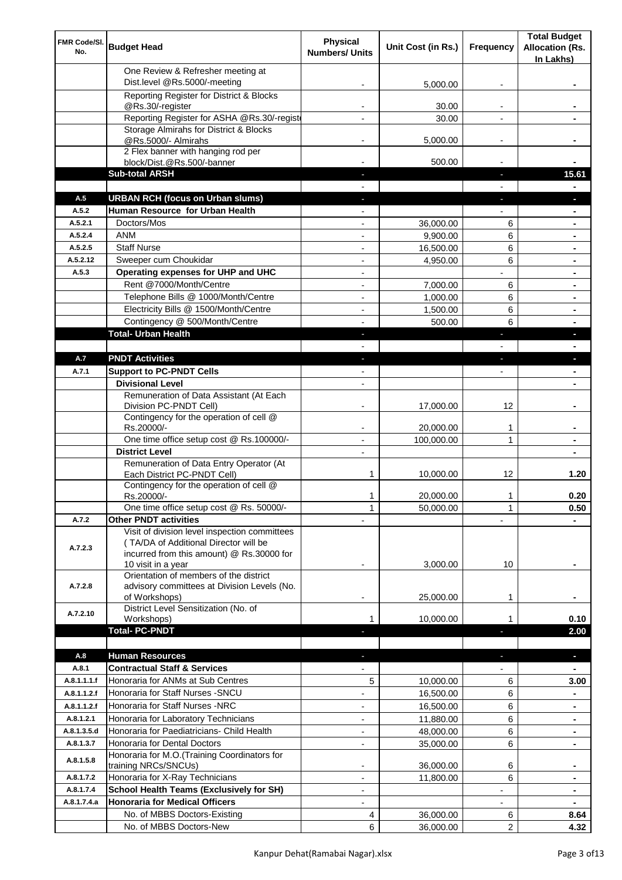| FMR Code/Sl. No. | Budget Head | Physical Numbers/ Units | Unit Cost (in Rs.) | Frequency | Total Budget Allocation (Rs. In Lakhs) |
|---|---|---|---|---|---|
| | One Review & Refresher meeting at Dist.level @Rs.5000/-meeting | - | 5,000.00 | - | - |
| | Reporting Register for District & Blocks @Rs.30/-register | - | 30.00 | - | - |
| | Reporting Register for ASHA @Rs.30/-registe | - | 30.00 | - | - |
| | Storage Almirahs for District & Blocks @Rs.5000/- Almirahs | - | 5,000.00 | - | - |
| | 2 Flex banner with hanging rod per block/Dist.@Rs.500/-banner | - | 500.00 | - | - |
| | **Sub-total ARSH** | - | | - | **15.61** |
| | | - | | - | - |
| A.5 | **URBAN RCH (focus on Urban slums)** | - | | - | - |
| A.5.2 | **Human Resource for Urban Health** | - | | - | - |
| A.5.2.1 | Doctors/Mos | - | 36,000.00 | 6 | - |
| A.5.2.4 | ANM | - | 9,900.00 | 6 | - |
| A.5.2.5 | Staff Nurse | - | 16,500.00 | 6 | - |
| A.5.2.12 | Sweeper cum Choukidar | - | 4,950.00 | 6 | - |
| A.5.3 | **Operating expenses for UHP and UHC** | - | | - | - |
| | Rent @7000/Month/Centre | - | 7,000.00 | 6 | - |
| | Telephone Bills @ 1000/Month/Centre | - | 1,000.00 | 6 | - |
| | Electricity Bills @ 1500/Month/Centre | - | 1,500.00 | 6 | - |
| | Contingency @ 500/Month/Centre | - | 500.00 | 6 | - |
| | **Total- Urban Health** | - | | - | - |
| | | - | | - | - |
| A.7 | **PNDT Activities** | - | | - | - |
| A.7.1 | **Support to PC-PNDT Cells** | - | | - | - |
| | **Divisional Level** | - | | | - |
| | Remuneration of Data Assistant (At Each Division PC-PNDT Cell) | - | 17,000.00 | 12 | - |
| | Contingency for the operation of cell @ Rs.20000/- | - | 20,000.00 | 1 | - |
| | One time office setup cost @ Rs.100000/- | - | 100,000.00 | 1 | - |
| | **District Level** | - | | | - |
| | Remuneration of Data Entry Operator (At Each District PC-PNDT Cell) | 1 | 10,000.00 | 12 | 1.20 |
| | Contingency for the operation of cell @ Rs.20000/- | 1 | 20,000.00 | 1 | 0.20 |
| | One time office setup cost @ Rs. 50000/- | 1 | 50,000.00 | 1 | 0.50 |
| A.7.2 | **Other PNDT activities** | - | | - | - |
| A.7.2.3 | Visit of division level inspection committees ( TA/DA of Additional Director will be incurred from this amount) @ Rs.30000 for 10 visit in a year | - | 3,000.00 | 10 | - |
| A.7.2.8 | Orientation of members of the district advisory committees at Division Levels (No. of Workshops) | - | 25,000.00 | 1 | - |
| A.7.2.10 | District Level Sensitization (No. of Workshops) | 1 | 10,000.00 | 1 | 0.10 |
| | **Total- PC-PNDT** | - | | - | **2.00** |
| | | | | | |
| A.8 | **Human Resources** | - | | - | - |
| A.8.1 | **Contractual Staff & Services** | - | | - | - |
| A.8.1.1.1.f | Honoraria for ANMs at Sub Centres | 5 | 10,000.00 | 6 | 3.00 |
| A.8.1.1.2.f | Honoraria for Staff Nurses -SNCU | - | 16,500.00 | 6 | - |
| A.8.1.1.2.f | Honoraria for Staff Nurses -NRC | - | 16,500.00 | 6 | - |
| A.8.1.2.1 | Honoraria for Laboratory Technicians | - | 11,880.00 | 6 | - |
| A.8.1.3.5.d | Honoraria for Paediatricians- Child Health | - | 48,000.00 | 6 | - |
| A.8.1.3.7 | Honoraria for Dental Doctors | - | 35,000.00 | 6 | - |
| A.8.1.5.8 | Honoraria for M.O.(Training Coordinators for training NRCs/SNCUs) | - | 36,000.00 | 6 | - |
| A.8.1.7.2 | Honoraria for X-Ray Technicians | - | 11,800.00 | 6 | - |
| A.8.1.7.4 | **School Health Teams (Exclusively for SH)** | - | | - | - |
| A.8.1.7.4.a | **Honoraria for Medical Officers** | - | | - | - |
| | No. of MBBS Doctors-Existing | 4 | 36,000.00 | 6 | 8.64 |
| | No. of MBBS Doctors-New | 6 | 36,000.00 | 2 | 4.32 |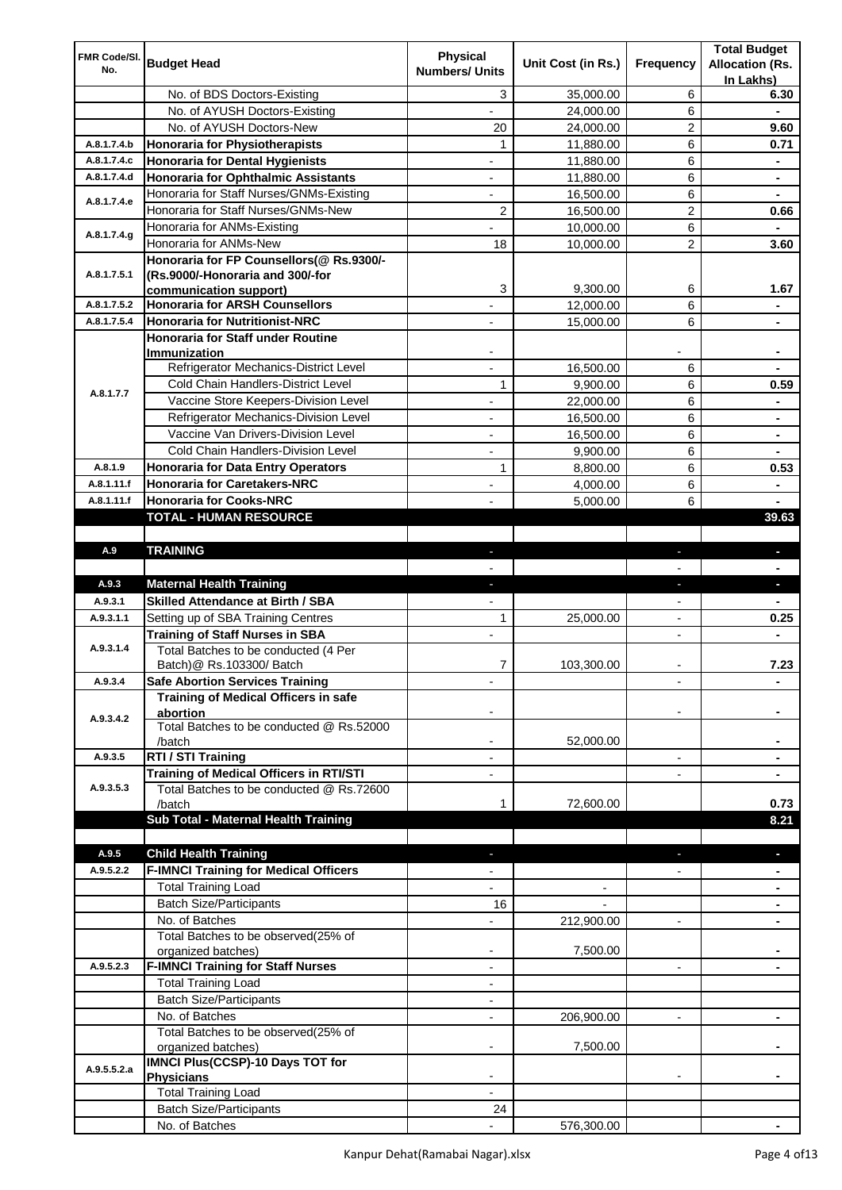| FMR Code/Sl. No. | Budget Head | Physical Numbers/ Units | Unit Cost (in Rs.) | Frequency | Total Budget Allocation (Rs. In Lakhs) |
|---|---|---|---|---|---|
| | No. of BDS Doctors-Existing | 3 | 35,000.00 | 6 | 6.30 |
| | No. of AYUSH Doctors-Existing | - | 24,000.00 | 6 | - |
| | No. of AYUSH Doctors-New | 20 | 24,000.00 | 2 | 9.60 |
| A.8.1.7.4.b | **Honoraria for Physiotherapists** | 1 | 11,880.00 | 6 | 0.71 |
| A.8.1.7.4.c | **Honoraria for Dental Hygienists** | - | 11,880.00 | 6 | - |
| A.8.1.7.4.d | **Honoraria for Ophthalmic Assistants** | - | 11,880.00 | 6 | - |
| A.8.1.7.4.e | Honoraria for Staff Nurses/GNMs-Existing | - | 16,500.00 | 6 | - |
| | Honoraria for Staff Nurses/GNMs-New | 2 | 16,500.00 | 2 | 0.66 |
| A.8.1.7.4.g | Honoraria for ANMs-Existing | - | 10,000.00 | 6 | - |
| | Honoraria for ANMs-New | 18 | 10,000.00 | 2 | 3.60 |
| A.8.1.7.5.1 | **Honoraria for FP Counsellors(@ Rs.9300/- (Rs.9000/-Honoraria and 300/-for communication support)** | 3 | 9,300.00 | 6 | 1.67 |
| A.8.1.7.5.2 | **Honoraria for ARSH Counsellors** | - | 12,000.00 | 6 | - |
| A.8.1.7.5.4 | **Honoraria for Nutritionist-NRC** | - | 15,000.00 | 6 | - |
| A.8.1.7.7 | **Honoraria for Staff under Routine Immunization** | - | | - | - |
| | Refrigerator Mechanics-District Level | - | 16,500.00 | 6 | - |
| | Cold Chain Handlers-District Level | 1 | 9,900.00 | 6 | 0.59 |
| | Vaccine Store Keepers-Division Level | - | 22,000.00 | 6 | - |
| | Refrigerator Mechanics-Division Level | - | 16,500.00 | 6 | - |
| | Vaccine Van Drivers-Division Level | - | 16,500.00 | 6 | - |
| | Cold Chain Handlers-Division Level | - | 9,900.00 | 6 | - |
| A.8.1.9 | **Honoraria for Data Entry Operators** | 1 | 8,800.00 | 6 | 0.53 |
| A.8.1.11.f | **Honoraria for Caretakers-NRC** | - | 4,000.00 | 6 | - |
| A.8.1.11.f | **Honoraria for Cooks-NRC** | - | 5,000.00 | 6 | - |
| | **TOTAL - HUMAN RESOURCE** | | | | **39.63** |
| | | | | | |
| A.9 | **TRAINING** | - | | - | - |
| | | - | | - | - |
| A.9.3 | **Maternal Health Training** | - | | - | - |
| A.9.3.1 | **Skilled Attendance at Birth / SBA** | - | | - | - |
| A.9.3.1.1 | Setting up of SBA Training Centres | 1 | 25,000.00 | - | 0.25 |
| A.9.3.1.4 | **Training of Staff Nurses in SBA** | - | | - | - |
| | Total Batches to be conducted (4 Per Batch)@ Rs.103300/ Batch | 7 | 103,300.00 | - | 7.23 |
| A.9.3.4 | **Safe Abortion Services Training** | - | | - | - |
| A.9.3.4.2 | **Training of Medical Officers in safe abortion** | - | | - | - |
| | Total Batches to be conducted @ Rs.52000 /batch | - | 52,000.00 | | - |
| A.9.3.5 | **RTI / STI Training** | - | | - | - |
| A.9.3.5.3 | **Training of Medical Officers in RTI/STI** | - | | - | - |
| | Total Batches to be conducted @ Rs.72600 /batch | 1 | 72,600.00 | | 0.73 |
| | **Sub Total - Maternal Health Training** | | | | **8.21** |
| | | | | | |
| A.9.5 | **Child Health Training** | - | | - | - |
| A.9.5.2.2 | **F-IMNCI Training for Medical Officers** | - | | - | - |
| | Total Training Load | - | - | | - |
| | Batch Size/Participants | 16 | - | | - |
| | No. of Batches | - | 212,900.00 | - | - |
| | Total Batches to be observed(25% of organized batches) | - | 7,500.00 | | - |
| A.9.5.2.3 | **F-IMNCI Training for Staff Nurses** | - | | - | - |
| | Total Training Load | - | | | |
| | Batch Size/Participants | - | | | |
| | No. of Batches | - | 206,900.00 | - | - |
| | Total Batches to be observed(25% of organized batches) | - | 7,500.00 | | - |
| A.9.5.5.2.a | **IMNCI Plus(CCSP)-10 Days TOT for Physicians** | - | | - | - |
| | Total Training Load | - | | | |
| | Batch Size/Participants | 24 | | | |
| | No. of Batches | - | 576,300.00 | | - |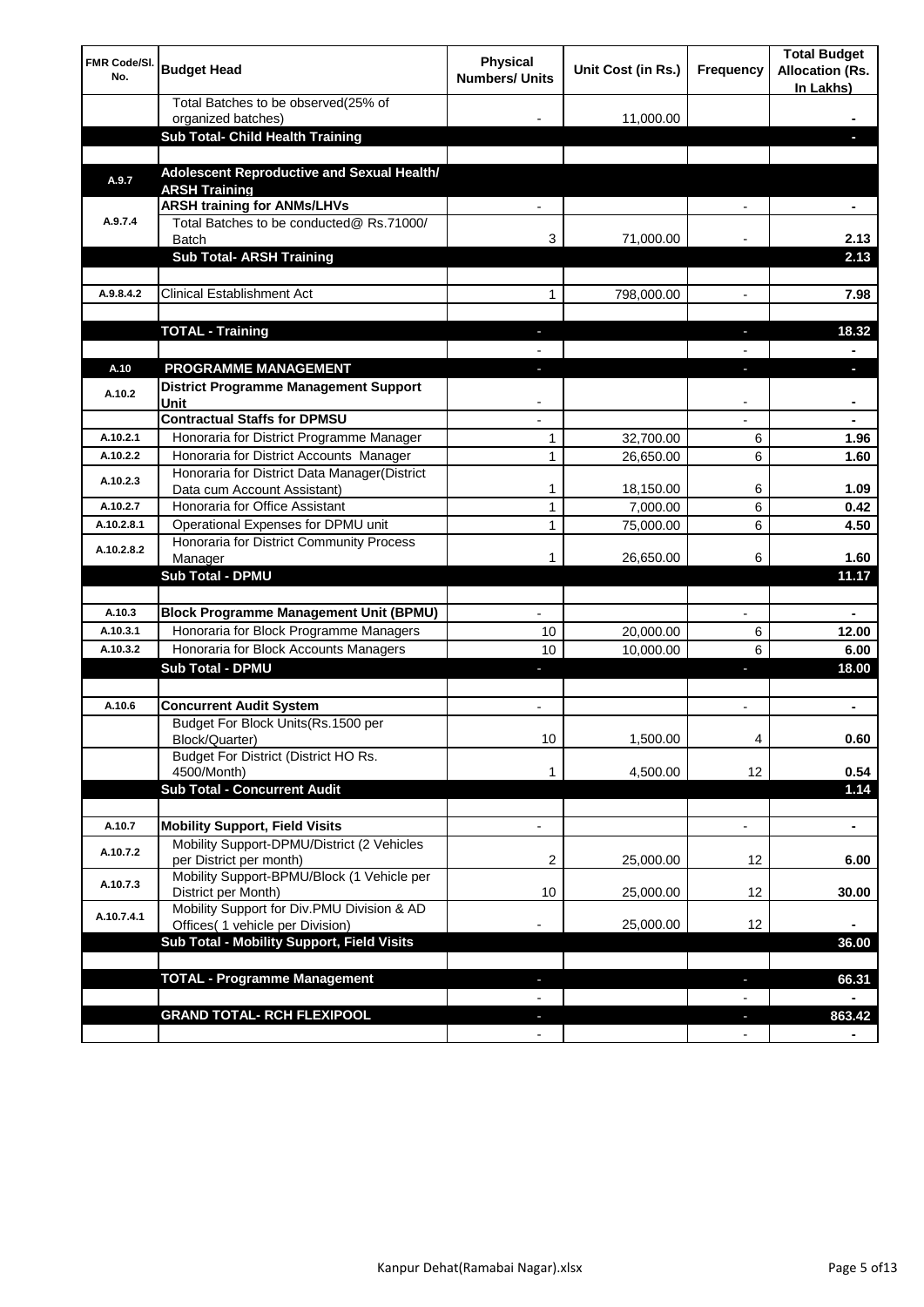| FMR Code/Sl. No. | Budget Head | Physical Numbers/ Units | Unit Cost (in Rs.) | Frequency | Total Budget Allocation (Rs. In Lakhs) |
|---|---|---|---|---|---|
| | Total Batches to be observed(25% of organized batches) | - | 11,000.00 | | - |
| | **Sub Total- Child Health Training** | | | | - |
| | | | | | |
| A.9.7 | **Adolescent Reproductive and Sexual Health/ ARSH Training** | | | | |
| A.9.7.4 | **ARSH training for ANMs/LHVs** | - | | - | - |
| | Total Batches to be conducted@ Rs.71000/ Batch | 3 | 71,000.00 | - | 2.13 |
| | **Sub Total- ARSH Training** | | | | 2.13 |
| | | | | | |
| A.9.8.4.2 | Clinical Establishment Act | 1 | 798,000.00 | - | 7.98 |
| | | | | | |
| | **TOTAL - Training** | - | | - | 18.32 |
| | | - | | - | - |
| A.10 | **PROGRAMME MANAGEMENT** | - | | - | - |
| A.10.2 | **District Programme Management Support Unit** | - | | - | - |
| | **Contractual Staffs for DPMSU** | - | | - | - |
| A.10.2.1 | Honoraria for District Programme Manager | 1 | 32,700.00 | 6 | 1.96 |
| A.10.2.2 | Honoraria for District Accounts Manager | 1 | 26,650.00 | 6 | 1.60 |
| A.10.2.3 | Honoraria for District Data Manager(District Data cum Account Assistant) | 1 | 18,150.00 | 6 | 1.09 |
| A.10.2.7 | Honoraria for Office Assistant | 1 | 7,000.00 | 6 | 0.42 |
| A.10.2.8.1 | Operational Expenses for DPMU unit | 1 | 75,000.00 | 6 | 4.50 |
| A.10.2.8.2 | Honoraria for District Community Process Manager | 1 | 26,650.00 | 6 | 1.60 |
| | **Sub Total - DPMU** | | | | 11.17 |
| | | | | | |
| A.10.3 | **Block Programme Management Unit (BPMU)** | - | | - | - |
| A.10.3.1 | Honoraria for Block Programme Managers | 10 | 20,000.00 | 6 | 12.00 |
| A.10.3.2 | Honoraria for Block Accounts Managers | 10 | 10,000.00 | 6 | 6.00 |
| | **Sub Total - DPMU** | - | | - | 18.00 |
| | | | | | |
| A.10.6 | **Concurrent Audit System** | - | | - | - |
| | Budget For Block Units(Rs.1500 per Block/Quarter) | 10 | 1,500.00 | 4 | 0.60 |
| | Budget For District (District HO Rs. 4500/Month) | 1 | 4,500.00 | 12 | 0.54 |
| | **Sub Total - Concurrent Audit** | | | | 1.14 |
| | | | | | |
| A.10.7 | **Mobility Support, Field Visits** | - | | - | - |
| A.10.7.2 | Mobility Support-DPMU/District (2 Vehicles per District per month) | 2 | 25,000.00 | 12 | 6.00 |
| A.10.7.3 | Mobility Support-BPMU/Block (1 Vehicle per District per Month) | 10 | 25,000.00 | 12 | 30.00 |
| A.10.7.4.1 | Mobility Support for Div.PMU Division & AD Offices( 1 vehicle per Division) | - | 25,000.00 | 12 | - |
| | **Sub Total - Mobility Support, Field Visits** | | | | 36.00 |
| | | | | | |
| | **TOTAL - Programme Management** | - | | - | 66.31 |
| | | - | | - | - |
| | **GRAND TOTAL- RCH FLEXIPOOL** | - | | - | 863.42 |
| | | - | | - | - |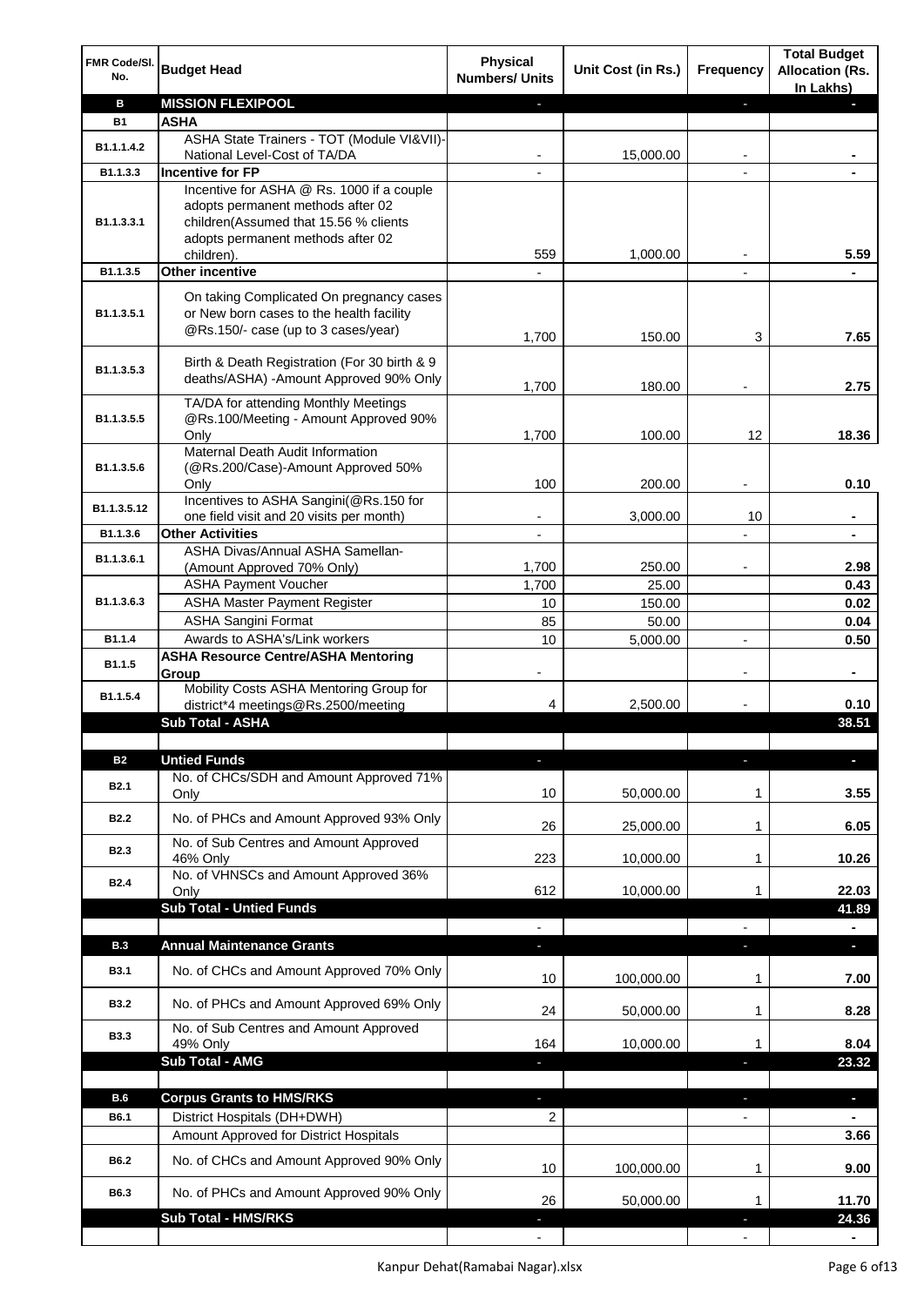| FMR Code/Sl. No. | Budget Head | Physical Numbers/ Units | Unit Cost (in Rs.) | Frequency | Total Budget Allocation (Rs. In Lakhs) |
|---|---|---|---|---|---|
| **B** | **MISSION FLEXIPOOL** | - | | - | - |
| **B1** | **ASHA** | | | | |
| B1.1.1.4.2 | ASHA State Trainers - TOT (Module VI&VII)-National Level-Cost of TA/DA | - | 15,000.00 | - | - |
| B1.1.3.3 | **Incentive for FP** | - | | - | - |
| B1.1.3.3.1 | Incentive for ASHA @ Rs. 1000 if a couple adopts permanent methods after 02 children(Assumed that 15.56 % clients adopts permanent methods after 02 children). | 559 | 1,000.00 | - | 5.59 |
| B1.1.3.5 | **Other incentive** | - | | - | - |
| B1.1.3.5.1 | On taking Complicated On pregnancy cases or New born cases to the health facility @Rs.150/- case (up to 3 cases/year) | 1,700 | 150.00 | 3 | 7.65 |
| B1.1.3.5.3 | Birth & Death Registration (For 30 birth & 9 deaths/ASHA) -Amount Approved 90% Only | 1,700 | 180.00 | - | 2.75 |
| B1.1.3.5.5 | TA/DA for attending Monthly Meetings @Rs.100/Meeting - Amount Approved 90% Only | 1,700 | 100.00 | 12 | 18.36 |
| B1.1.3.5.6 | Maternal Death Audit Information (@Rs.200/Case)-Amount Approved 50% Only | 100 | 200.00 | - | 0.10 |
| B1.1.3.5.12 | Incentives to ASHA Sangini(@Rs.150 for one field visit and 20 visits per month) | - | 3,000.00 | 10 | - |
| B1.1.3.6 | **Other Activities** | - | | - | - |
| B1.1.3.6.1 | ASHA Divas/Annual ASHA Samellan-(Amount Approved 70% Only) | 1,700 | 250.00 | - | 2.98 |
| B1.1.3.6.3 | ASHA Payment Voucher | 1,700 | 25.00 | | 0.43 |
| | ASHA Master Payment Register | 10 | 150.00 | | 0.02 |
| | ASHA Sangini Format | 85 | 50.00 | | 0.04 |
| B1.1.4 | Awards to ASHA's/Link workers | 10 | 5,000.00 | - | 0.50 |
| B1.1.5 | **ASHA Resource Centre/ASHA Mentoring Group** | - | | - | - |
| B1.1.5.4 | Mobility Costs ASHA Mentoring Group for district*4 meetings@Rs.2500/meeting | 4 | 2,500.00 | - | 0.10 |
| | **Sub Total - ASHA** | | | | **38.51** |
| | | | | | |
| **B2** | **Untied Funds** | - | | - | - |
| B2.1 | No. of CHCs/SDH and Amount Approved 71% Only | 10 | 50,000.00 | 1 | 3.55 |
| B2.2 | No. of PHCs and Amount Approved 93% Only | 26 | 25,000.00 | 1 | 6.05 |
| B2.3 | No. of Sub Centres and Amount Approved 46% Only | 223 | 10,000.00 | 1 | 10.26 |
| B2.4 | No. of VHNSCs and Amount Approved 36% Only | 612 | 10,000.00 | 1 | 22.03 |
| | **Sub Total - Untied Funds** | | | | **41.89** |
| | | - | | - | - |
| **B.3** | **Annual Maintenance Grants** | - | | - | - |
| B3.1 | No. of CHCs and Amount Approved 70% Only | 10 | 100,000.00 | 1 | 7.00 |
| B3.2 | No. of PHCs and Amount Approved 69% Only | 24 | 50,000.00 | 1 | 8.28 |
| B3.3 | No. of Sub Centres and Amount Approved 49% Only | 164 | 10,000.00 | 1 | 8.04 |
| | **Sub Total - AMG** | - | | - | **23.32** |
| | | | | | |
| **B.6** | **Corpus Grants to HMS/RKS** | - | | - | - |
| B6.1 | District Hospitals (DH+DWH) | 2 | | - | - |
| | Amount Approved for District Hospitals | | | | 3.66 |
| B6.2 | No. of CHCs and Amount Approved 90% Only | 10 | 100,000.00 | 1 | 9.00 |
| B6.3 | No. of PHCs and Amount Approved 90% Only | 26 | 50,000.00 | 1 | 11.70 |
| | **Sub Total - HMS/RKS** | - | | - | **24.36** |
| | | - | | - | - |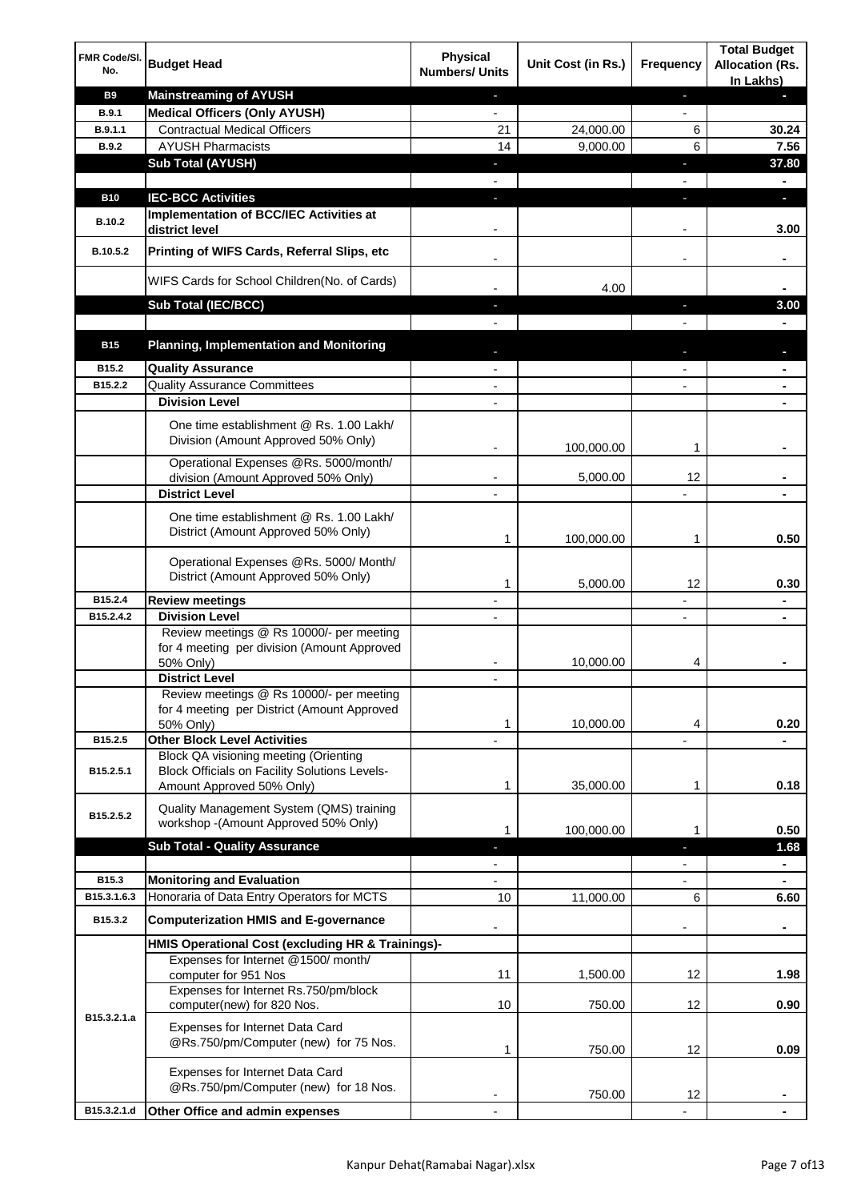| FMR Code/Sl. No. | Budget Head | Physical Numbers/ Units | Unit Cost (in Rs.) | Frequency | Total Budget Allocation (Rs. In Lakhs) |
|---|---|---|---|---|---|
| B9 | **Mainstreaming of AYUSH** | - | | - | - |
| B.9.1 | **Medical Officers (Only AYUSH)** | - | | - | |
| B.9.1.1 | Contractual Medical Officers | 21 | 24,000.00 | 6 | **30.24** |
| B.9.2 | AYUSH Pharmacists | 14 | 9,000.00 | 6 | **7.56** |
| | **Sub Total (AYUSH)** | - | | - | **37.80** |
| | | - | | - | - |
| B10 | **IEC-BCC Activities** | - | | - | - |
| B.10.2 | **Implementation of BCC/IEC Activities at district level** | - | | - | **3.00** |
| B.10.5.2 | **Printing of WIFS Cards, Referral Slips, etc** | - | | - | - |
| | WIFS Cards for School Children(No. of Cards) | - | 4.00 | | - |
| | **Sub Total (IEC/BCC)** | - | | - | **3.00** |
| | | - | | - | - |
| B15 | **Planning, Implementation and Monitoring** | - | | - | - |
| B15.2 | **Quality Assurance** | - | | - | - |
| B15.2.2 | Quality Assurance Committees | - | | - | - |
| | **Division Level** | - | | | - |
| | One time establishment @ Rs. 1.00 Lakh/ Division (Amount Approved 50% Only) | - | 100,000.00 | 1 | - |
| | Operational Expenses @Rs. 5000/month/ division (Amount Approved 50% Only) | - | 5,000.00 | 12 | - |
| | **District Level** | - | | - | - |
| | One time establishment @ Rs. 1.00 Lakh/ District (Amount Approved 50% Only) | 1 | 100,000.00 | 1 | **0.50** |
| | Operational Expenses @Rs. 5000/ Month/ District (Amount Approved 50% Only) | 1 | 5,000.00 | 12 | **0.30** |
| B15.2.4 | **Review meetings** | - | | - | - |
| B15.2.4.2 | **Division Level** | - | | - | - |
| | Review meetings @ Rs 10000/- per meeting for 4 meeting per division (Amount Approved 50% Only) | - | 10,000.00 | 4 | - |
| | **District Level** | - | | | |
| | Review meetings @ Rs 10000/- per meeting for 4 meeting per District (Amount Approved 50% Only) | 1 | 10,000.00 | 4 | **0.20** |
| B15.2.5 | **Other Block Level Activities** | - | | - | - |
| B15.2.5.1 | Block QA visioning meeting (Orienting Block Officials on Facility Solutions Levels-Amount Approved 50% Only) | 1 | 35,000.00 | 1 | **0.18** |
| B15.2.5.2 | Quality Management System (QMS) training workshop -(Amount Approved 50% Only) | 1 | 100,000.00 | 1 | **0.50** |
| | **Sub Total - Quality Assurance** | - | | - | **1.68** |
| | | - | | - | - |
| B15.3 | **Monitoring and Evaluation** | - | | - | - |
| B15.3.1.6.3 | Honoraria of Data Entry Operators for MCTS | 10 | 11,000.00 | 6 | **6.60** |
| B15.3.2 | **Computerization HMIS and E-governance** | - | | - | - |
| | **HMIS Operational Cost (excluding HR & Trainings)-** | | | | |
| B15.3.2.1.a | Expenses for Internet @1500/ month/ computer for 951 Nos | 11 | 1,500.00 | 12 | **1.98** |
| | Expenses for Internet Rs.750/pm/block computer(new) for 820 Nos. | 10 | 750.00 | 12 | **0.90** |
| | Expenses for Internet Data Card @Rs.750/pm/Computer (new) for 75 Nos. | 1 | 750.00 | 12 | **0.09** |
| | Expenses for Internet Data Card @Rs.750/pm/Computer (new) for 18 Nos. | - | 750.00 | 12 | - |
| B15.3.2.1.d | **Other Office and admin expenses** | - | | - | - |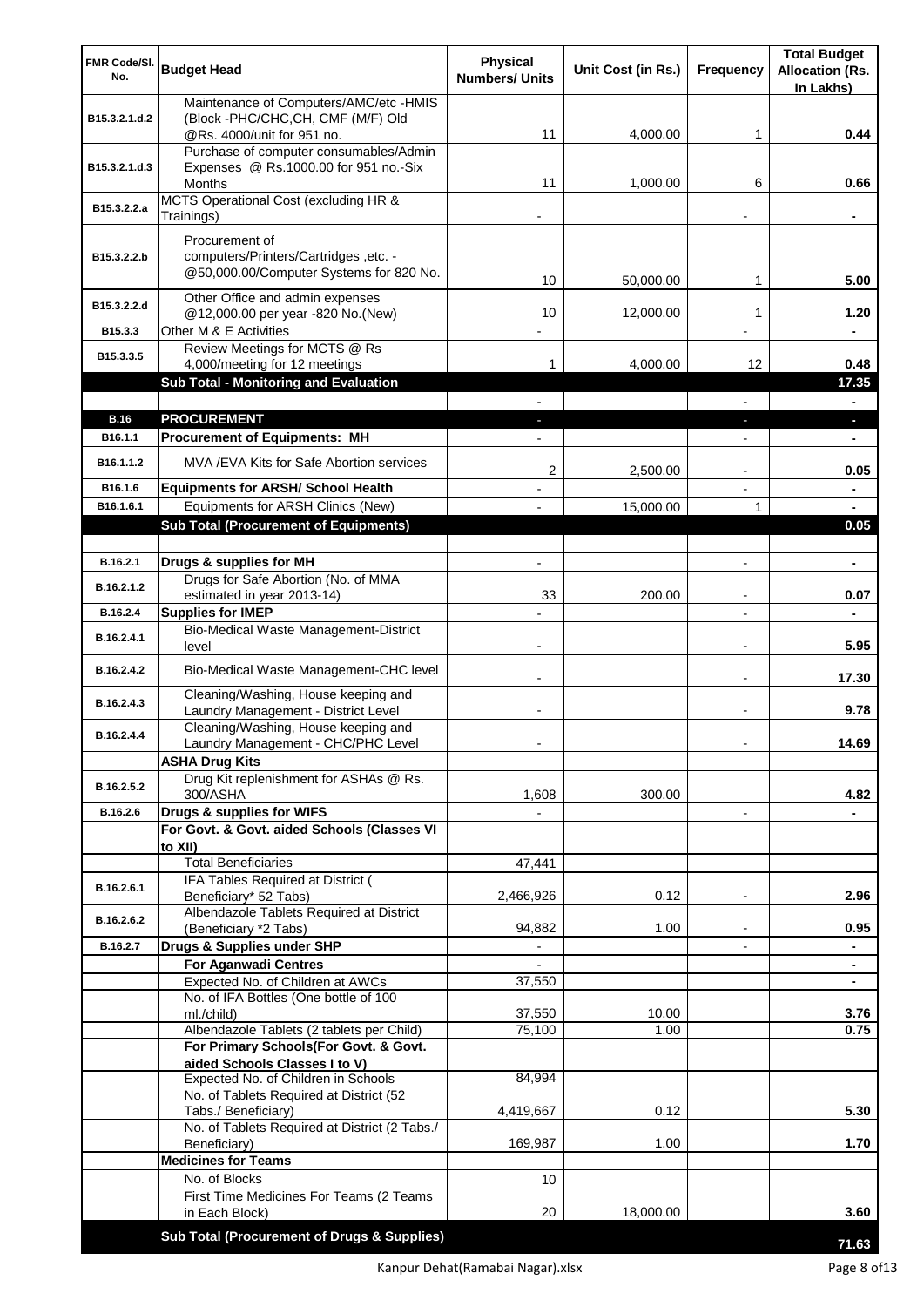| FMR Code/Sl. No. | Budget Head | Physical Numbers/ Units | Unit Cost (in Rs.) | Frequency | Total Budget Allocation (Rs. In Lakhs) |
|---|---|---|---|---|---|
| B15.3.2.1.d.2 | Maintenance of Computers/AMC/etc -HMIS (Block -PHC/CHC,CH, CMF (M/F) Old @Rs. 4000/unit for 951 no. | 11 | 4,000.00 | 1 | 0.44 |
| B15.3.2.1.d.3 | Purchase of computer consumables/Admin Expenses @ Rs.1000.00 for 951 no.-Six Months | 11 | 1,000.00 | 6 | 0.66 |
| B15.3.2.2.a | MCTS Operational Cost (excluding HR & Trainings) | - | | - | - |
| B15.3.2.2.b | Procurement of computers/Printers/Cartridges ,etc. - @50,000.00/Computer Systems for 820 No. | 10 | 50,000.00 | 1 | 5.00 |
| B15.3.2.2.d | Other Office and admin expenses @12,000.00 per year -820 No.(New) | 10 | 12,000.00 | 1 | 1.20 |
| B15.3.3 | Other M & E Activities | - | | - | - |
| B15.3.3.5 | Review Meetings for MCTS @ Rs 4,000/meeting for 12 meetings | 1 | 4,000.00 | 12 | 0.48 |
| | **Sub Total - Monitoring and Evaluation** | | | | **17.35** |
| | | - | | - | - |
| **B.16** | **PROCUREMENT** | - | | - | - |
| B16.1.1 | **Procurement of Equipments: MH** | - | | - | - |
| B16.1.1.2 | MVA /EVA Kits for Safe Abortion services | 2 | 2,500.00 | - | 0.05 |
| B16.1.6 | **Equipments for ARSH/ School Health** | - | | - | - |
| B16.1.6.1 | Equipments for ARSH Clinics (New) | - | 15,000.00 | 1 | - |
| | **Sub Total (Procurement of Equipments)** | | | | **0.05** |
| | | | | | |
| B.16.2.1 | **Drugs & supplies for MH** | - | | - | - |
| B.16.2.1.2 | Drugs for Safe Abortion (No. of MMA estimated in year 2013-14) | 33 | 200.00 | - | 0.07 |
| B.16.2.4 | **Supplies for IMEP** | - | | - | - |
| B.16.2.4.1 | Bio-Medical Waste Management-District level | - | | - | 5.95 |
| B.16.2.4.2 | Bio-Medical Waste Management-CHC level | - | | - | 17.30 |
| B.16.2.4.3 | Cleaning/Washing, House keeping and Laundry Management - District Level | - | | - | 9.78 |
| B.16.2.4.4 | Cleaning/Washing, House keeping and Laundry Management - CHC/PHC Level | - | | - | 14.69 |
| | **ASHA Drug Kits** | | | | |
| B.16.2.5.2 | Drug Kit replenishment for ASHAs @ Rs. 300/ASHA | 1,608 | 300.00 | | 4.82 |
| B.16.2.6 | **Drugs & supplies for WIFS** | - | | - | - |
| | **For Govt. & Govt. aided Schools (Classes VI to XII)** | | | | |
| | Total Beneficiaries | 47,441 | | | |
| B.16.2.6.1 | IFA Tables Required at District ( Beneficiary* 52 Tabs) | 2,466,926 | 0.12 | - | 2.96 |
| B.16.2.6.2 | Albendazole Tablets Required at District (Beneficiary *2 Tabs) | 94,882 | 1.00 | - | 0.95 |
| B.16.2.7 | **Drugs & Supplies under SHP** | - | | - | - |
| | **For Aganwadi Centres** | - | | | - |
| | Expected No. of Children at AWCs | 37,550 | | | - |
| | No. of IFA Bottles (One bottle of 100 ml./child) | 37,550 | 10.00 | | 3.76 |
| | Albendazole Tablets (2 tablets per Child) | 75,100 | 1.00 | | 0.75 |
| | **For Primary Schools(For Govt. & Govt. aided Schools Classes I to V)** | | | | |
| | Expected No. of Children in Schools | 84,994 | | | |
| | No. of Tablets Required at District (52 Tabs./ Beneficiary) | 4,419,667 | 0.12 | | 5.30 |
| | No. of Tablets Required at District (2 Tabs./ Beneficiary) | 169,987 | 1.00 | | 1.70 |
| | **Medicines for Teams** | | | | |
| | No. of Blocks | 10 | | | |
| | First Time Medicines For Teams (2 Teams in Each Block) | 20 | 18,000.00 | | 3.60 |
| | **Sub Total (Procurement of Drugs & Supplies)** | | | | **71.63** |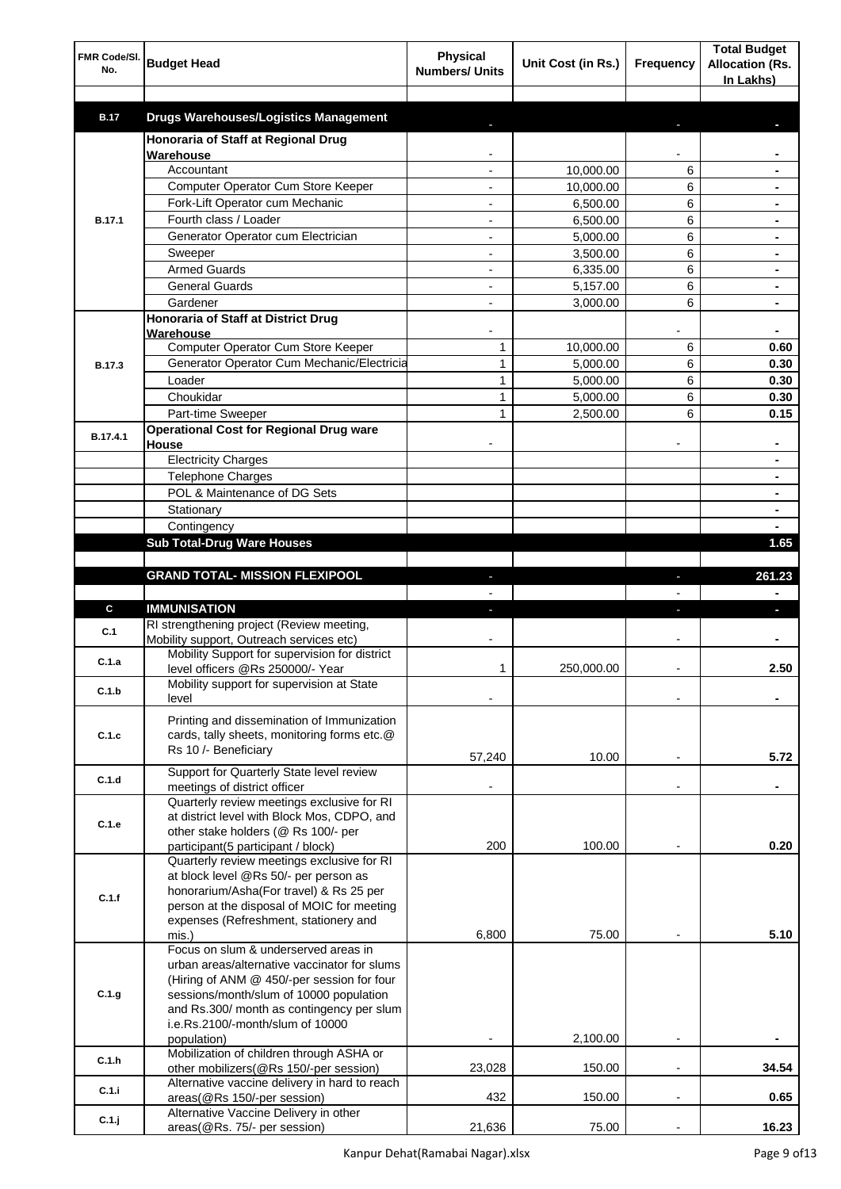| FMR Code/Sl. No. | Budget Head | Physical Numbers/ Units | Unit Cost (in Rs.) | Frequency | Total Budget Allocation (Rs. In Lakhs) |
|---|---|---|---|---|---|
| | | | | | |
| **B.17** | **Drugs Warehouses/Logistics Management** | - | | - | - |
| B.17.1 | **Honoraria of Staff at Regional Drug Warehouse** | - | | - | - |
| | Accountant | - | 10,000.00 | 6 | - |
| | Computer Operator Cum Store Keeper | - | 10,000.00 | 6 | - |
| | Fork-Lift Operator cum Mechanic | - | 6,500.00 | 6 | - |
| | Fourth class / Loader | - | 6,500.00 | 6 | - |
| | Generator Operator cum Electrician | - | 5,000.00 | 6 | - |
| | Sweeper | - | 3,500.00 | 6 | - |
| | Armed Guards | - | 6,335.00 | 6 | - |
| | General Guards | - | 5,157.00 | 6 | - |
| | Gardener | - | 3,000.00 | 6 | - |
| B.17.3 | **Honoraria of Staff at District Drug Warehouse** | - | | - | - |
| | Computer Operator Cum Store Keeper | 1 | 10,000.00 | 6 | 0.60 |
| | Generator Operator Cum Mechanic/Electricia | 1 | 5,000.00 | 6 | 0.30 |
| | Loader | 1 | 5,000.00 | 6 | 0.30 |
| | Choukidar | 1 | 5,000.00 | 6 | 0.30 |
| | Part-time Sweeper | 1 | 2,500.00 | 6 | 0.15 |
| B.17.4.1 | **Operational Cost for Regional Drug ware House** | - | | - | - |
| | Electricity Charges | | | | - |
| | Telephone Charges | | | | - |
| | POL & Maintenance of DG Sets | | | | - |
| | Stationary | | | | - |
| | Contingency | | | | - |
| | **Sub Total-Drug Ware Houses** | | | | **1.65** |
| | | | | | |
| | **GRAND TOTAL- MISSION FLEXIPOOL** | - | | - | **261.23** |
| | | - | | - | - |
| **C** | **IMMUNISATION** | - | | - | - |
| C.1 | RI strengthening project (Review meeting, Mobility support, Outreach services etc) | - | | - | - |
| C.1.a | Mobility Support for supervision for district level officers @Rs 250000/- Year | 1 | 250,000.00 | - | 2.50 |
| C.1.b | Mobility support for supervision at State level | - | | - | - |
| C.1.c | Printing and dissemination of Immunization cards, tally sheets, monitoring forms etc.@ Rs 10 /- Beneficiary | 57,240 | 10.00 | - | 5.72 |
| C.1.d | Support for Quarterly State level review meetings of district officer | - | | - | - |
| C.1.e | Quarterly review meetings exclusive for RI at district level with Block Mos, CDPO, and other stake holders (@ Rs 100/- per participant(5 participant / block) | 200 | 100.00 | - | 0.20 |
| C.1.f | Quarterly review meetings exclusive for RI at block level @Rs 50/- per person as honorarium/Asha(For travel) & Rs 25 per person at the disposal of MOIC for meeting expenses (Refreshment, stationery and mis.) | 6,800 | 75.00 | - | 5.10 |
| C.1.g | Focus on slum & underserved areas in urban areas/alternative vaccinator for slums (Hiring of ANM @ 450/-per session for four sessions/month/slum of 10000 population and Rs.300/ month as contingency per slum i.e.Rs.2100/-month/slum of 10000 population) | - | 2,100.00 | - | - |
| C.1.h | Mobilization of children through ASHA or other mobilizers(@Rs 150/-per session) | 23,028 | 150.00 | - | 34.54 |
| C.1.i | Alternative vaccine delivery in hard to reach areas(@Rs 150/-per session) | 432 | 150.00 | - | 0.65 |
| C.1.j | Alternative Vaccine Delivery in other areas(@Rs. 75/- per session) | 21,636 | 75.00 | - | 16.23 |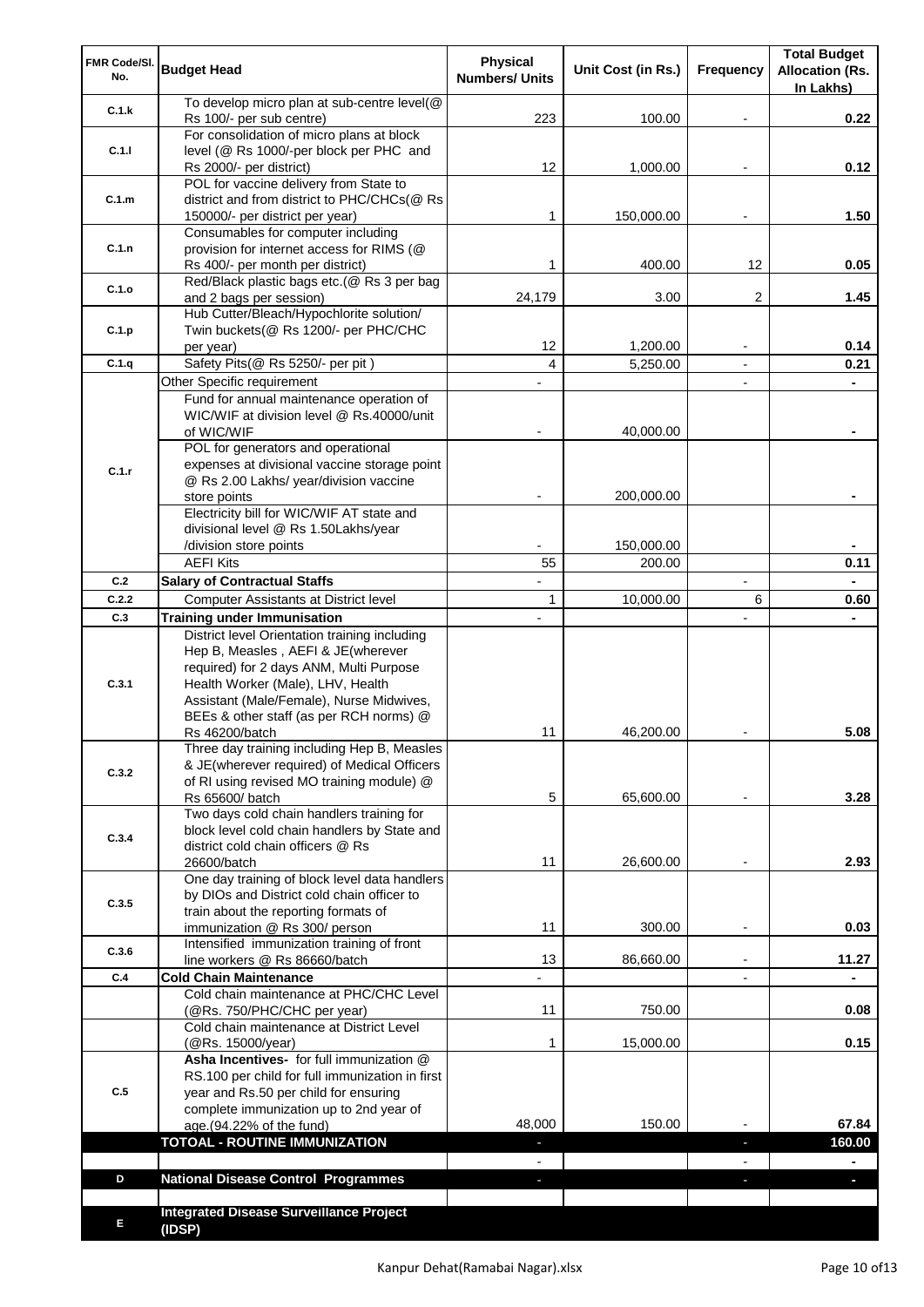| FMR Code/Sl. No. | Budget Head | Physical Numbers/ Units | Unit Cost (in Rs.) | Frequency | Total Budget Allocation (Rs. In Lakhs) |
|---|---|---|---|---|---|
| C.1.k | To develop micro plan at sub-centre level(@ Rs 100/- per sub centre) | 223 | 100.00 | - | 0.22 |
| C.1.l | For consolidation of micro plans at block level (@ Rs 1000/-per block per PHC and Rs 2000/- per district) | 12 | 1,000.00 | - | 0.12 |
| C.1.m | POL for vaccine delivery from State to district and from district to PHC/CHCs(@ Rs 150000/- per district per year) | 1 | 150,000.00 | - | 1.50 |
| C.1.n | Consumables for computer including provision for internet access for RIMS (@ Rs 400/- per month per district) | 1 | 400.00 | 12 | 0.05 |
| C.1.o | Red/Black plastic bags etc.(@ Rs 3 per bag and 2 bags per session) | 24,179 | 3.00 | 2 | 1.45 |
| C.1.p | Hub Cutter/Bleach/Hypochlorite solution/ Twin buckets(@ Rs 1200/- per PHC/CHC per year) | 12 | 1,200.00 | - | 0.14 |
| C.1.q | Safety Pits(@ Rs 5250/- per pit ) | 4 | 5,250.00 | - | 0.21 |
| C.1.r | Other Specific requirement | - | | - | - |
| | Fund for annual maintenance operation of WIC/WIF at division level @ Rs.40000/unit of WIC/WIF | - | 40,000.00 | | - |
| | POL for generators and operational expenses at divisional vaccine storage point @ Rs 2.00 Lakhs/ year/division vaccine store points | - | 200,000.00 | | - |
| | Electricity bill for WIC/WIF AT state and divisional level @ Rs 1.50Lakhs/year /division store points | - | 150,000.00 | | - |
| | AEFI Kits | 55 | 200.00 | | 0.11 |
| C.2 | **Salary of Contractual Staffs** | - | | - | - |
| C.2.2 | Computer Assistants at District level | 1 | 10,000.00 | 6 | 0.60 |
| C.3 | **Training under Immunisation** | - | | - | - |
| C.3.1 | District level Orientation training including Hep B, Measles , AEFI & JE(wherever required) for 2 days ANM, Multi Purpose Health Worker (Male), LHV, Health Assistant (Male/Female), Nurse Midwives, BEEs & other staff (as per RCH norms) @ Rs 46200/batch | 11 | 46,200.00 | - | 5.08 |
| C.3.2 | Three day training including Hep B, Measles & JE(wherever required) of Medical Officers of RI using revised MO training module) @ Rs 65600/ batch | 5 | 65,600.00 | - | 3.28 |
| C.3.4 | Two days cold chain handlers training for block level cold chain handlers by State and district cold chain officers @ Rs 26600/batch | 11 | 26,600.00 | - | 2.93 |
| C.3.5 | One day training of block level data handlers by DIOs and District cold chain officer to train about the reporting formats of immunization @ Rs 300/ person | 11 | 300.00 | - | 0.03 |
| C.3.6 | Intensified immunization training of front line workers @ Rs 86660/batch | 13 | 86,660.00 | - | 11.27 |
| C.4 | **Cold Chain Maintenance** | - | | - | - |
| | Cold chain maintenance at PHC/CHC Level (@Rs. 750/PHC/CHC per year) | 11 | 750.00 | | 0.08 |
| | Cold chain maintenance at District Level (@Rs. 15000/year) | 1 | 15,000.00 | | 0.15 |
| C.5 | **Asha Incentives-** for full immunization @ RS.100 per child for full immunization in first year and Rs.50 per child for ensuring complete immunization up to 2nd year of age.(94.22% of the fund) | 48,000 | 150.00 | - | 67.84 |
| | **TOTOAL - ROUTINE IMMUNIZATION** | - | | - | **160.00** |
| | | - | | - | - |
| **D** | **National Disease Control Programmes** | - | | - | - |
| | | | | | |
| **E** | **Integrated Disease Surveillance Project (IDSP)** | | | | |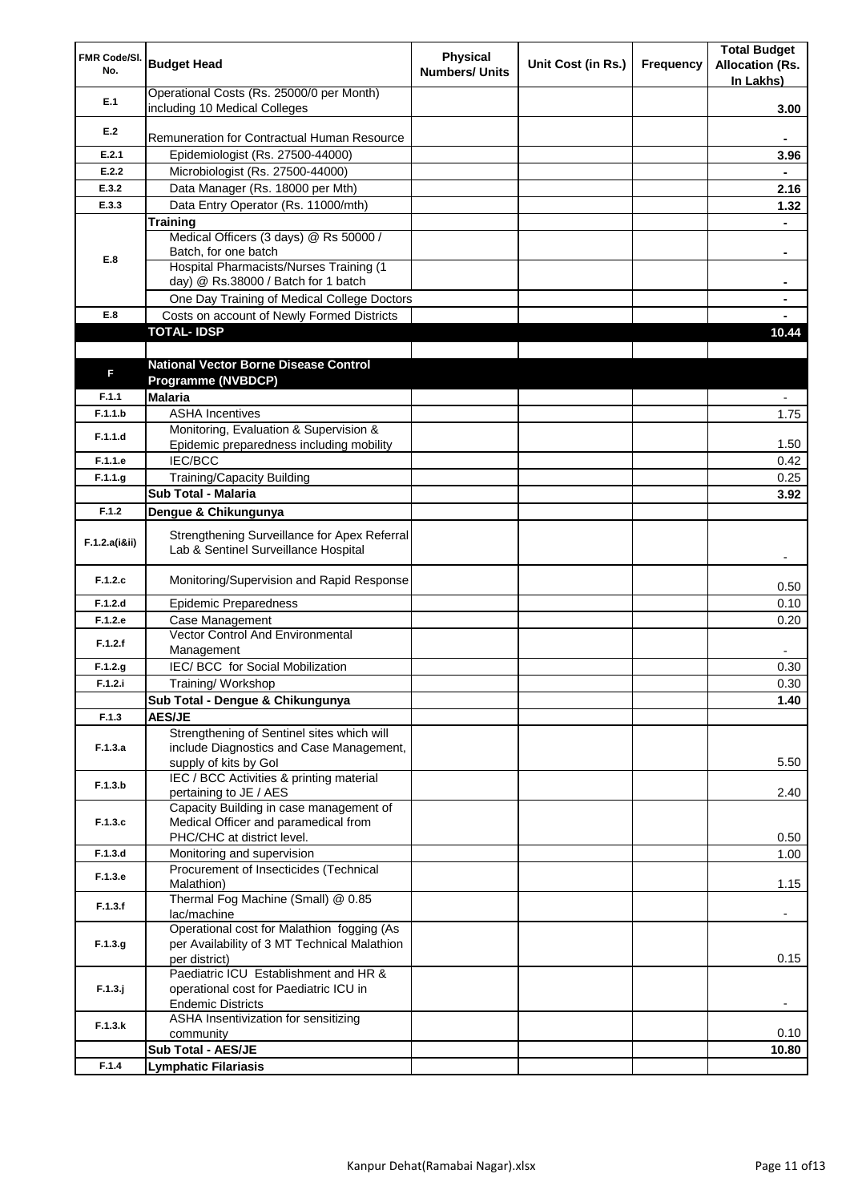| FMR Code/Sl. No. | Budget Head | Physical Numbers/ Units | Unit Cost (in Rs.) | Frequency | Total Budget Allocation (Rs. In Lakhs) |
|---|---|---|---|---|---|
| E.1 | Operational Costs (Rs. 25000/0 per Month) including 10 Medical Colleges | | | | 3.00 |
| E.2 | Remuneration for Contractual Human Resource | | | | - |
| E.2.1 | Epidemiologist (Rs. 27500-44000) | | | | 3.96 |
| E.2.2 | Microbiologist (Rs. 27500-44000) | | | | - |
| E.3.2 | Data Manager (Rs. 18000 per Mth) | | | | 2.16 |
| E.3.3 | Data Entry Operator (Rs. 11000/mth) | | | | 1.32 |
| E.8 | **Training** | | | | - |
| | Medical Officers (3 days) @ Rs 50000 / Batch, for one batch | | | | - |
| | Hospital Pharmacists/Nurses Training (1 day) @ Rs.38000 / Batch for 1 batch | | | | - |
| | One Day Training of Medical College Doctors | | | | - |
| E.8 | Costs on account of Newly Formed Districts | | | | - |
| | **TOTAL- IDSP** | | | | **10.44** |
| | | | | | |
| F | **National Vector Borne Disease Control Programme (NVBDCP)** | | | | |
| F.1.1 | **Malaria** | | | | - |
| F.1.1.b | ASHA Incentives | | | | 1.75 |
| F.1.1.d | Monitoring, Evaluation & Supervision & Epidemic preparedness including mobility | | | | 1.50 |
| F.1.1.e | IEC/BCC | | | | 0.42 |
| F.1.1.g | Training/Capacity Building | | | | 0.25 |
| | **Sub Total - Malaria** | | | | **3.92** |
| F.1.2 | **Dengue & Chikungunya** | | | | |
| F.1.2.a(i&ii) | Strengthening Surveillance for Apex Referral Lab & Sentinel Surveillance Hospital | | | | - |
| F.1.2.c | Monitoring/Supervision and Rapid Response | | | | 0.50 |
| F.1.2.d | Epidemic Preparedness | | | | 0.10 |
| F.1.2.e | Case Management | | | | 0.20 |
| F.1.2.f | Vector Control And Environmental Management | | | | - |
| F.1.2.g | IEC/ BCC for Social Mobilization | | | | 0.30 |
| F.1.2.i | Training/ Workshop | | | | 0.30 |
| | **Sub Total - Dengue & Chikungunya** | | | | **1.40** |
| F.1.3 | **AES/JE** | | | | |
| F.1.3.a | Strengthening of Sentinel sites which will include Diagnostics and Case Management, supply of kits by GoI | | | | 5.50 |
| F.1.3.b | IEC / BCC Activities & printing material pertaining to JE / AES | | | | 2.40 |
| F.1.3.c | Capacity Building in case management of Medical Officer and paramedical from PHC/CHC at district level. | | | | 0.50 |
| F.1.3.d | Monitoring and supervision | | | | 1.00 |
| F.1.3.e | Procurement of Insecticides (Technical Malathion) | | | | 1.15 |
| F.1.3.f | Thermal Fog Machine (Small) @ 0.85 lac/machine | | | | - |
| F.1.3.g | Operational cost for Malathion fogging (As per Availability of 3 MT Technical Malathion per district) | | | | 0.15 |
| F.1.3.j | Paediatric ICU Establishment and HR & operational cost for Paediatric ICU in Endemic Districts | | | | - |
| F.1.3.k | ASHA Insentivization for sensitizing community | | | | 0.10 |
| | **Sub Total - AES/JE** | | | | **10.80** |
| F.1.4 | **Lymphatic Filariasis** | | | | |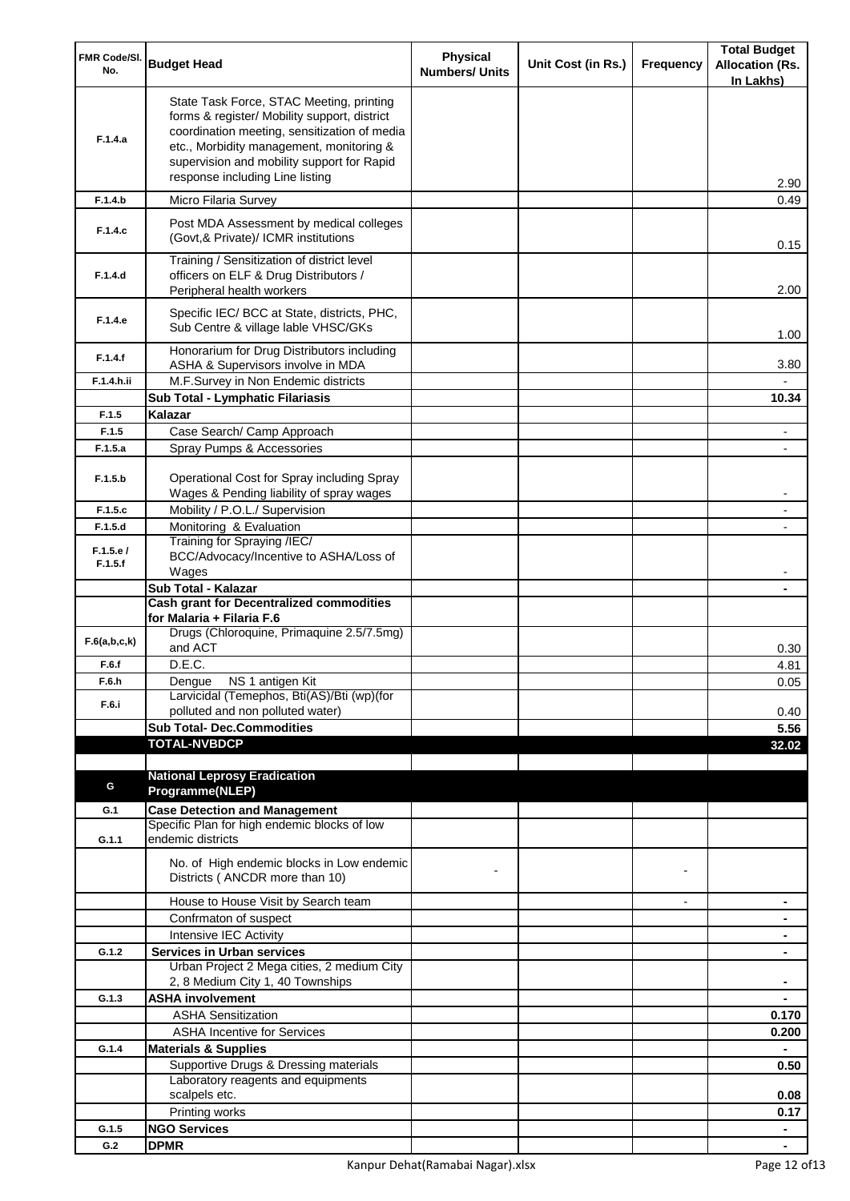| FMR Code/Sl. No. | Budget Head | Physical Numbers/ Units | Unit Cost (in Rs.) | Frequency | Total Budget Allocation (Rs. In Lakhs) |
|---|---|---|---|---|---|
| F.1.4.a | State Task Force, STAC Meeting, printing forms & register/ Mobility support, district coordination meeting, sensitization of media etc., Morbidity management, monitoring & supervision and mobility support for Rapid response including Line listing | | | | 2.90 |
| F.1.4.b | Micro Filaria Survey | | | | 0.49 |
| F.1.4.c | Post MDA Assessment by medical colleges (Govt,& Private)/ ICMR institutions | | | | 0.15 |
| F.1.4.d | Training / Sensitization of district level officers on ELF & Drug Distributors / Peripheral health workers | | | | 2.00 |
| F.1.4.e | Specific IEC/ BCC at State, districts, PHC, Sub Centre & village lable VHSC/GKs | | | | 1.00 |
| F.1.4.f | Honorarium for Drug Distributors including ASHA & Supervisors involve in MDA | | | | 3.80 |
| F.1.4.h.ii | M.F.Survey in Non Endemic districts | | | | - |
| | **Sub Total - Lymphatic Filariasis** | | | | **10.34** |
| F.1.5 | **Kalazar** | | | | |
| F.1.5 | Case Search/ Camp Approach | | | | - |
| F.1.5.a | Spray Pumps & Accessories | | | | - |
| F.1.5.b | Operational Cost for Spray including Spray Wages & Pending liability of spray wages | | | | - |
| F.1.5.c | Mobility / P.O.L./ Supervision | | | | - |
| F.1.5.d | Monitoring & Evaluation | | | | - |
| F.1.5.e / F.1.5.f | Training for Spraying /IEC/ BCC/Advocacy/Incentive to ASHA/Loss of Wages | | | | - |
| | **Sub Total - Kalazar** | | | | **-** |
| | **Cash grant for Decentralized commodities for Malaria + Filaria F.6** | | | | |
| F.6(a,b,c,k) | Drugs (Chloroquine, Primaquine 2.5/7.5mg) and ACT | | | | 0.30 |
| F.6.f | D.E.C. | | | | 4.81 |
| F.6.h | Dengue NS 1 antigen Kit | | | | 0.05 |
| F.6.i | Larvicidal (Temephos, Bti(AS)/Bti (wp)(for polluted and non polluted water) | | | | 0.40 |
| | **Sub Total- Dec.Commodities** | | | | **5.56** |
| | **TOTAL-NVBDCP** | | | | **32.02** |
| | | | | | |
| G | **National Leprosy Eradication Programme(NLEP)** | | | | |
| G.1 | **Case Detection and Management** | | | | |
| G.1.1 | Specific Plan for high endemic blocks of low endemic districts | | | | |
| | No. of High endemic blocks in Low endemic Districts ( ANCDR more than 10) | - | | - | |
| | House to House Visit by Search team | | | - | - |
| | Confrmaton of suspect | | | | - |
| | Intensive IEC Activity | | | | - |
| G.1.2 | **Services in Urban services** | | | | - |
| | Urban Project 2 Mega cities, 2 medium City 2, 8 Medium City 1, 40 Townships | | | | - |
| G.1.3 | **ASHA involvement** | | | | - |
| | ASHA Sensitization | | | | 0.170 |
| | ASHA Incentive for Services | | | | 0.200 |
| G.1.4 | **Materials & Supplies** | | | | - |
| | Supportive Drugs & Dressing materials | | | | 0.50 |
| | Laboratory reagents and equipments scalpels etc. | | | | 0.08 |
| | Printing works | | | | 0.17 |
| G.1.5 | **NGO Services** | | | | - |
| G.2 | **DPMR** | | | | - |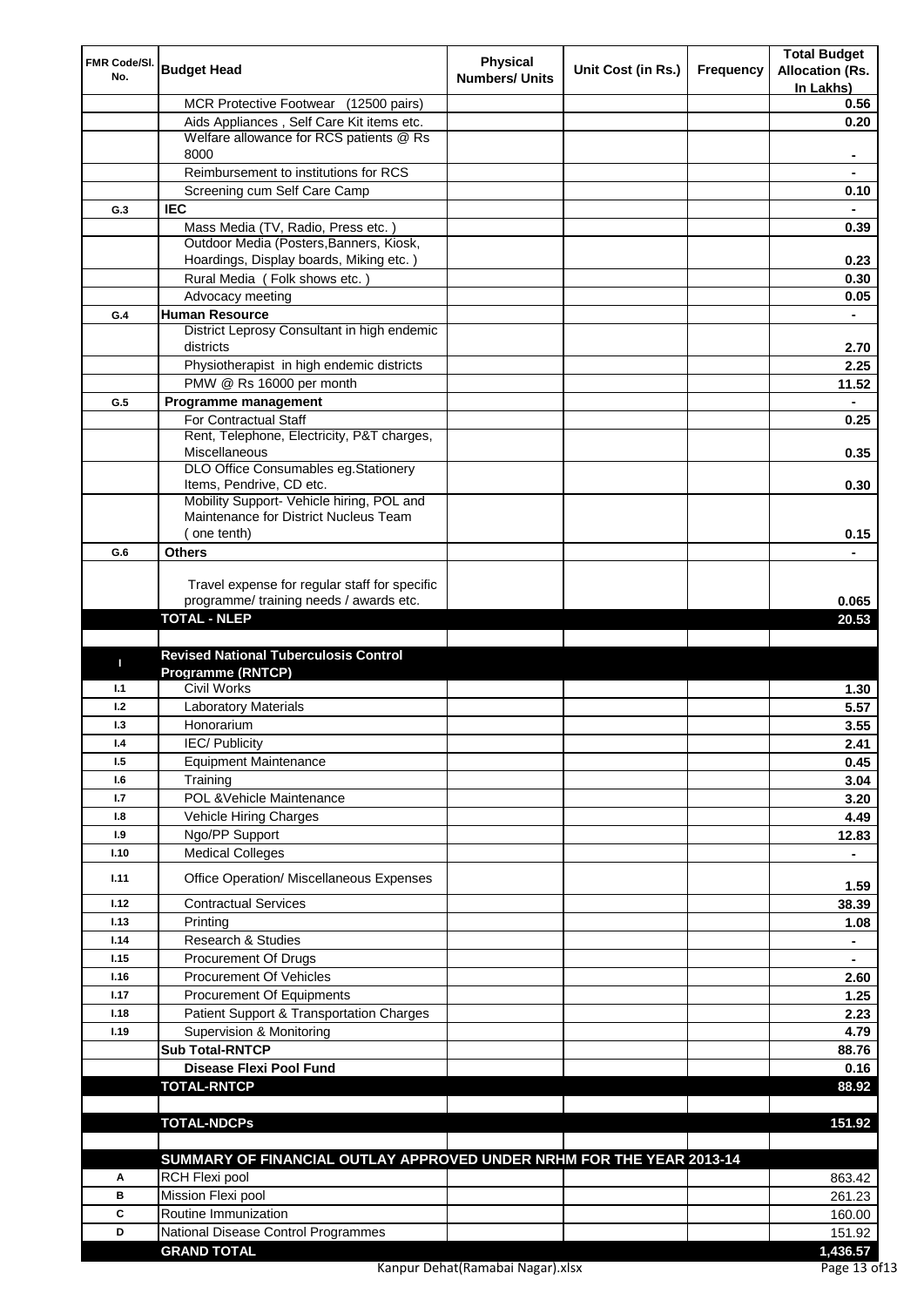| FMR Code/Sl. No. | Budget Head | Physical Numbers/ Units | Unit Cost (in Rs.) | Frequency | Total Budget Allocation (Rs. In Lakhs) |
|---|---|---|---|---|---|
| | MCR Protective Footwear (12500 pairs) | | | | 0.56 |
| | Aids Appliances , Self Care Kit items etc. | | | | 0.20 |
| | Welfare allowance for RCS patients @ Rs 8000 | | | | - |
| | Reimbursement to institutions for RCS | | | | - |
| | Screening cum Self Care Camp | | | | 0.10 |
| G.3 | **IEC** | | | | - |
| | Mass Media (TV, Radio, Press etc. ) | | | | 0.39 |
| | Outdoor Media (Posters,Banners, Kiosk, Hoardings, Display boards, Miking etc. ) | | | | 0.23 |
| | Rural Media ( Folk shows etc. ) | | | | 0.30 |
| | Advocacy meeting | | | | 0.05 |
| G.4 | **Human Resource** | | | | - |
| | District Leprosy Consultant in high endemic districts | | | | 2.70 |
| | Physiotherapist in high endemic districts | | | | 2.25 |
| | PMW @ Rs 16000 per month | | | | 11.52 |
| G.5 | **Programme management** | | | | - |
| | For Contractual Staff | | | | 0.25 |
| | Rent, Telephone, Electricity, P&T charges, Miscellaneous | | | | 0.35 |
| | DLO Office Consumables eg.Stationery Items, Pendrive, CD etc. | | | | 0.30 |
| | Mobility Support- Vehicle hiring, POL and Maintenance for District Nucleus Team ( one tenth) | | | | 0.15 |
| G.6 | **Others** | | | | - |
| | Travel expense for regular staff for specific programme/ training needs / awards etc. | | | | 0.065 |
| | **TOTAL - NLEP** | | | | **20.53** |
| | | | | | |
| I | **Revised National Tuberculosis Control Programme (RNTCP)** | | | | |
| I.1 | Civil Works | | | | 1.30 |
| I.2 | Laboratory Materials | | | | 5.57 |
| I.3 | Honorarium | | | | 3.55 |
| I.4 | IEC/ Publicity | | | | 2.41 |
| I.5 | Equipment Maintenance | | | | 0.45 |
| I.6 | Training | | | | 3.04 |
| I.7 | POL &Vehicle Maintenance | | | | 3.20 |
| I.8 | Vehicle Hiring Charges | | | | 4.49 |
| I.9 | Ngo/PP Support | | | | 12.83 |
| I.10 | Medical Colleges | | | | - |
| I.11 | Office Operation/ Miscellaneous Expenses | | | | 1.59 |
| I.12 | Contractual Services | | | | 38.39 |
| I.13 | Printing | | | | 1.08 |
| I.14 | Research & Studies | | | | - |
| I.15 | Procurement Of Drugs | | | | - |
| I.16 | Procurement Of Vehicles | | | | 2.60 |
| I.17 | Procurement Of Equipments | | | | 1.25 |
| I.18 | Patient Support & Transportation Charges | | | | 2.23 |
| I.19 | Supervision & Monitoring | | | | 4.79 |
| | **Sub Total-RNTCP** | | | | **88.76** |
| | **Disease Flexi Pool Fund** | | | | **0.16** |
| | **TOTAL-RNTCP** | | | | **88.92** |
| | | | | | |
| | **TOTAL-NDCPs** | | | | **151.92** |
| | | | | | |
| | **SUMMARY OF FINANCIAL OUTLAY APPROVED UNDER NRHM FOR THE YEAR 2013-14** | | | | |
| A | RCH Flexi pool | | | | 863.42 |
| B | Mission Flexi pool | | | | 261.23 |
| C | Routine Immunization | | | | 160.00 |
| D | National Disease Control Programmes | | | | 151.92 |
| | **GRAND TOTAL** | | | | **1,436.57** |

Kanpur Dehat(Ramabai Nagar).xlsx